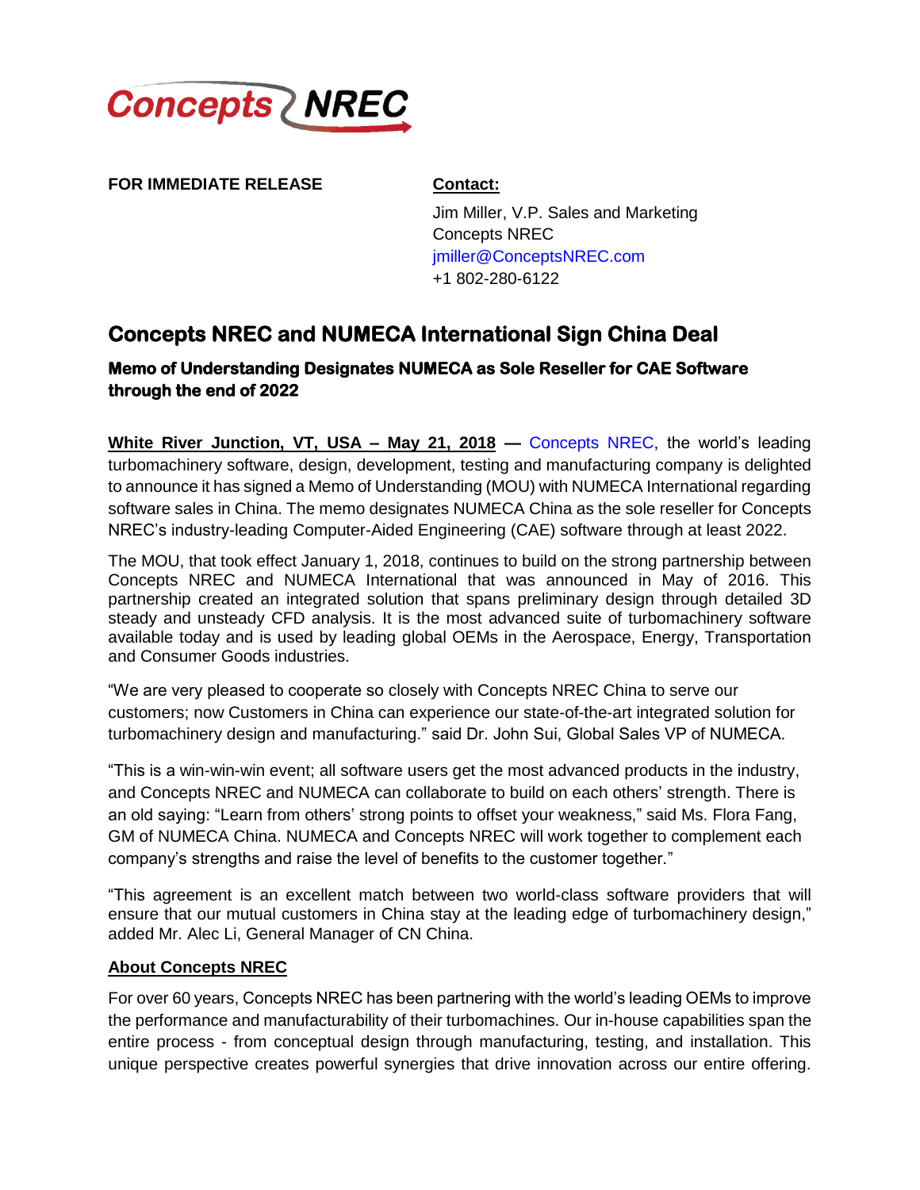Concepts NREC

**FOR IMMEDIATE RELEASE**

**Contact:**

Jim Miller, V.P. Sales and Marketing
Concepts NREC
jmiller@ConceptsNREC.com
+1 802-280-6122

# Concepts NREC and NUMECA International Sign China Deal

### Memo of Understanding Designates NUMECA as Sole Reseller for CAE Software through the end of 2022

**White River Junction, VT, USA – May 21, 2018** — Concepts NREC, the world's leading turbomachinery software, design, development, testing and manufacturing company is delighted to announce it has signed a Memo of Understanding (MOU) with NUMECA International regarding software sales in China. The memo designates NUMECA China as the sole reseller for Concepts NREC's industry-leading Computer-Aided Engineering (CAE) software through at least 2022.

The MOU, that took effect January 1, 2018, continues to build on the strong partnership between Concepts NREC and NUMECA International that was announced in May of 2016. This partnership created an integrated solution that spans preliminary design through detailed 3D steady and unsteady CFD analysis. It is the most advanced suite of turbomachinery software available today and is used by leading global OEMs in the Aerospace, Energy, Transportation and Consumer Goods industries.

"We are very pleased to cooperate so closely with Concepts NREC China to serve our customers; now Customers in China can experience our state-of-the-art integrated solution for turbomachinery design and manufacturing." said Dr. John Sui, Global Sales VP of NUMECA.

"This is a win-win-win event; all software users get the most advanced products in the industry, and Concepts NREC and NUMECA can collaborate to build on each others' strength. There is an old saying: "Learn from others' strong points to offset your weakness," said Ms. Flora Fang, GM of NUMECA China. NUMECA and Concepts NREC will work together to complement each company's strengths and raise the level of benefits to the customer together."

"This agreement is an excellent match between two world-class software providers that will ensure that our mutual customers in China stay at the leading edge of turbomachinery design," added Mr. Alec Li, General Manager of CN China.

**About Concepts NREC**

For over 60 years, Concepts NREC has been partnering with the world's leading OEMs to improve the performance and manufacturability of their turbomachines. Our in-house capabilities span the entire process - from conceptual design through manufacturing, testing, and installation. This unique perspective creates powerful synergies that drive innovation across our entire offering.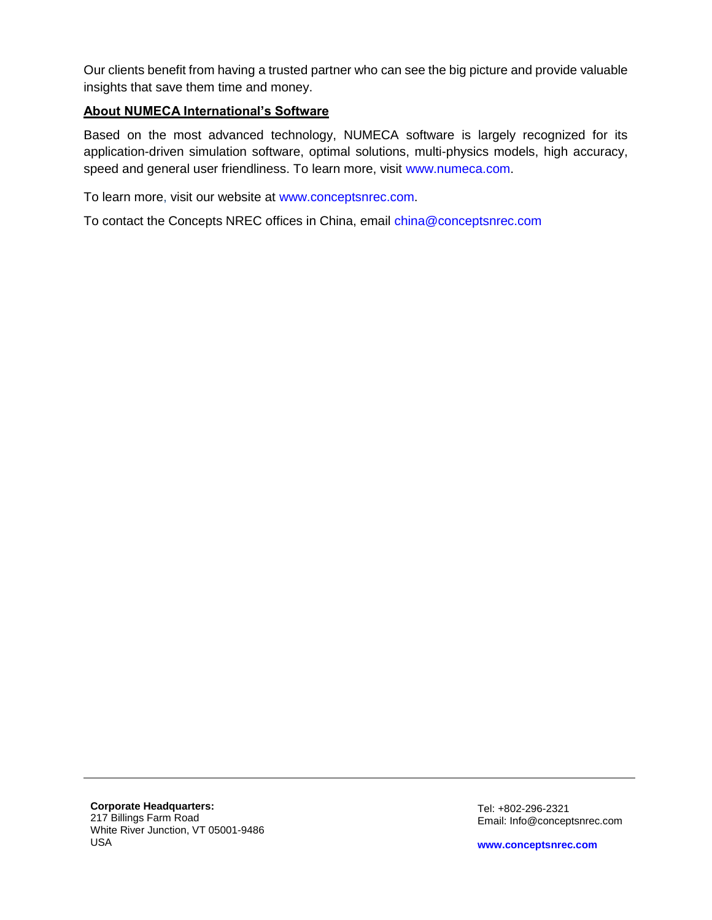Our clients benefit from having a trusted partner who can see the big picture and provide valuable insights that save them time and money.

**About NUMECA International's Software**

Based on the most advanced technology, NUMECA software is largely recognized for its application-driven simulation software, optimal solutions, multi-physics models, high accuracy, speed and general user friendliness. To learn more, visit www.numeca.com.

To learn more, visit our website at www.conceptsnrec.com.

To contact the Concepts NREC offices in China, email china@conceptsnrec.com